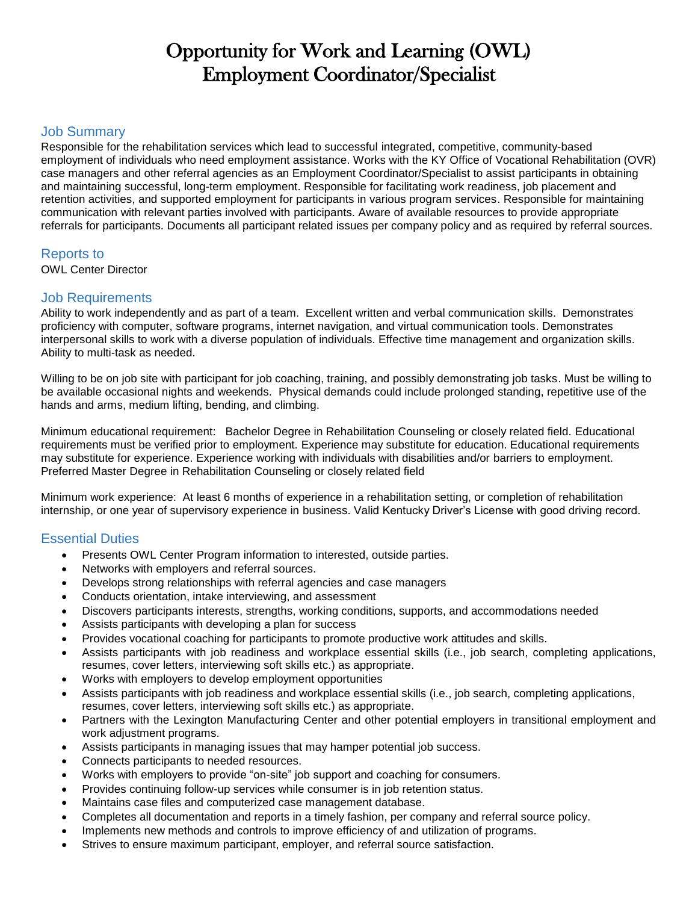# Opportunity for Work and Learning (OWL)
# Employment Coordinator/Specialist

## Job Summary

Responsible for the rehabilitation services which lead to successful integrated, competitive, community-based employment of individuals who need employment assistance. Works with the KY Office of Vocational Rehabilitation (OVR) case managers and other referral agencies as an Employment Coordinator/Specialist to assist participants in obtaining and maintaining successful, long-term employment. Responsible for facilitating work readiness, job placement and retention activities, and supported employment for participants in various program services. Responsible for maintaining communication with relevant parties involved with participants. Aware of available resources to provide appropriate referrals for participants. Documents all participant related issues per company policy and as required by referral sources.

## Reports to

OWL Center Director

## Job Requirements

Ability to work independently and as part of a team. Excellent written and verbal communication skills. Demonstrates proficiency with computer, software programs, internet navigation, and virtual communication tools. Demonstrates interpersonal skills to work with a diverse population of individuals. Effective time management and organization skills. Ability to multi-task as needed.

Willing to be on job site with participant for job coaching, training, and possibly demonstrating job tasks. Must be willing to be available occasional nights and weekends. Physical demands could include prolonged standing, repetitive use of the hands and arms, medium lifting, bending, and climbing.

Minimum educational requirement: Bachelor Degree in Rehabilitation Counseling or closely related field. Educational requirements must be verified prior to employment. Experience may substitute for education. Educational requirements may substitute for experience. Experience working with individuals with disabilities and/or barriers to employment. Preferred Master Degree in Rehabilitation Counseling or closely related field

Minimum work experience: At least 6 months of experience in a rehabilitation setting, or completion of rehabilitation internship, or one year of supervisory experience in business. Valid Kentucky Driver's License with good driving record.

## Essential Duties

- Presents OWL Center Program information to interested, outside parties.
- Networks with employers and referral sources.
- Develops strong relationships with referral agencies and case managers
- Conducts orientation, intake interviewing, and assessment
- Discovers participants interests, strengths, working conditions, supports, and accommodations needed
- Assists participants with developing a plan for success
- Provides vocational coaching for participants to promote productive work attitudes and skills.
- Assists participants with job readiness and workplace essential skills (i.e., job search, completing applications, resumes, cover letters, interviewing soft skills etc.) as appropriate.
- Works with employers to develop employment opportunities
- Assists participants with job readiness and workplace essential skills (i.e., job search, completing applications, resumes, cover letters, interviewing soft skills etc.) as appropriate.
- Partners with the Lexington Manufacturing Center and other potential employers in transitional employment and work adjustment programs.
- Assists participants in managing issues that may hamper potential job success.
- Connects participants to needed resources.
- Works with employers to provide "on-site" job support and coaching for consumers.
- Provides continuing follow-up services while consumer is in job retention status.
- Maintains case files and computerized case management database.
- Completes all documentation and reports in a timely fashion, per company and referral source policy.
- Implements new methods and controls to improve efficiency of and utilization of programs.
- Strives to ensure maximum participant, employer, and referral source satisfaction.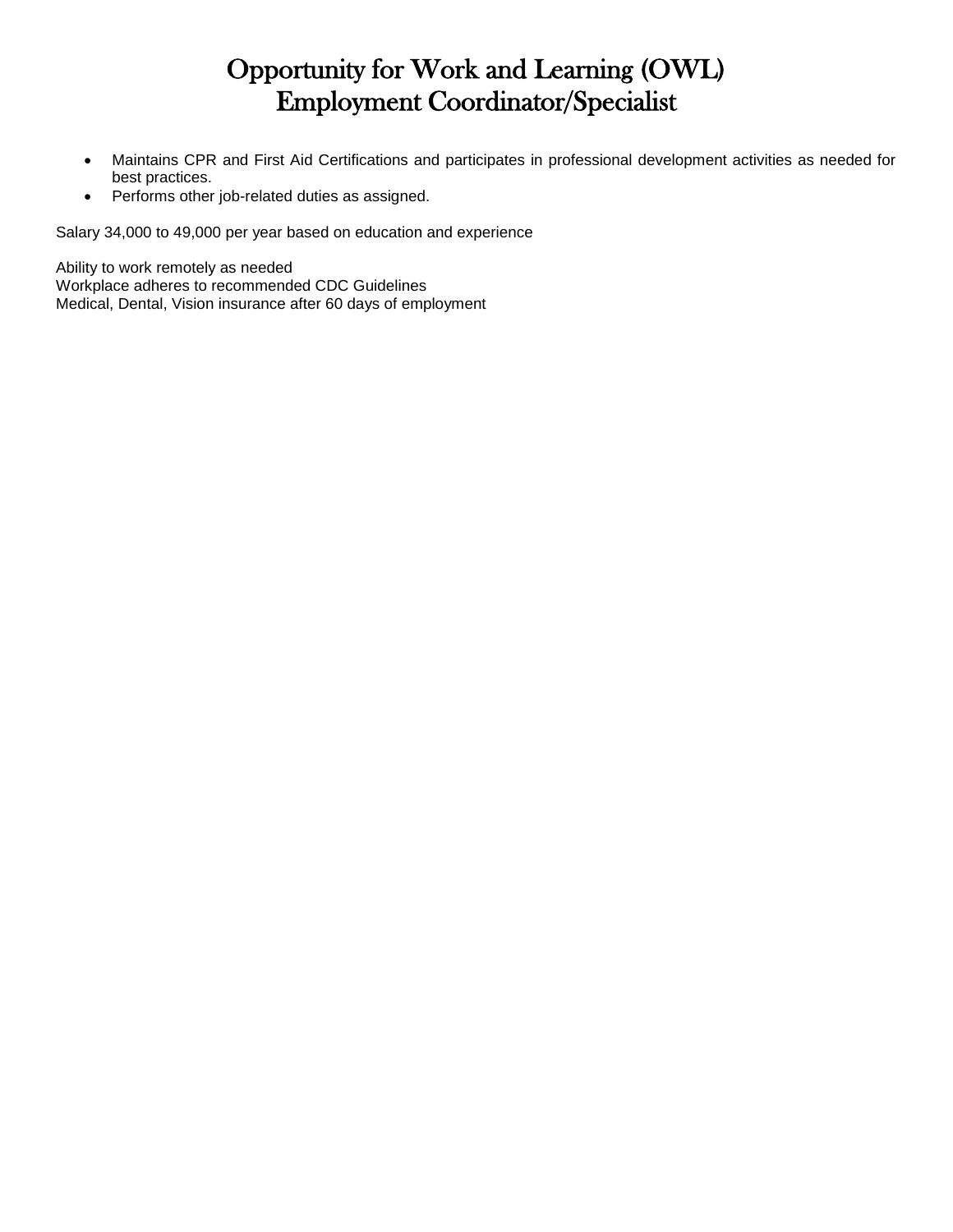# Opportunity for Work and Learning (OWL)
# Employment Coordinator/Specialist

- Maintains CPR and First Aid Certifications and participates in professional development activities as needed for best practices.
- Performs other job-related duties as assigned.

Salary 34,000 to 49,000 per year based on education and experience

Ability to work remotely as needed
Workplace adheres to recommended CDC Guidelines
Medical, Dental, Vision insurance after 60 days of employment